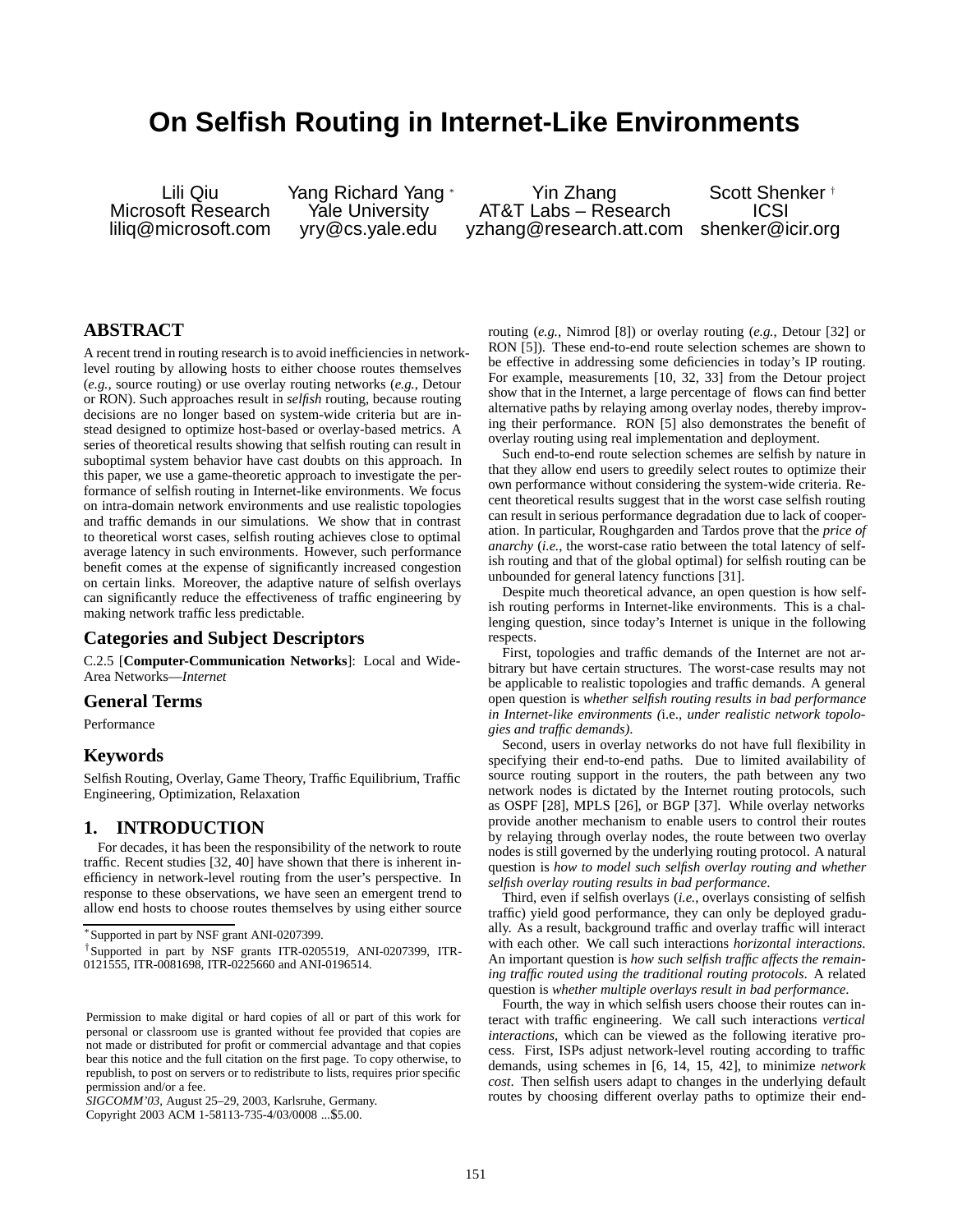# On Selfish Routing in Internet-Like Environments

Lili Qiu
Microsoft Research
liliq@microsoft.com

Yang Richard Yang *
Yale University
yry@cs.yale.edu

Yin Zhang
AT&T Labs – Research
yzhang@research.att.com

Scott Shenker †
ICSI
shenker@icir.org

## ABSTRACT

A recent trend in routing research is to avoid inefficiencies in network-level routing by allowing hosts to either choose routes themselves (*e.g.*, source routing) or use overlay routing networks (*e.g.*, Detour or RON). Such approaches result in *selfish* routing, because routing decisions are no longer based on system-wide criteria but are instead designed to optimize host-based or overlay-based metrics. A series of theoretical results showing that selfish routing can result in suboptimal system behavior have cast doubts on this approach. In this paper, we use a game-theoretic approach to investigate the performance of selfish routing in Internet-like environments. We focus on intra-domain network environments and use realistic topologies and traffic demands in our simulations. We show that in contrast to theoretical worst cases, selfish routing achieves close to optimal average latency in such environments. However, such performance benefit comes at the expense of significantly increased congestion on certain links. Moreover, the adaptive nature of selfish overlays can significantly reduce the effectiveness of traffic engineering by making network traffic less predictable.

### Categories and Subject Descriptors

C.2.5 [**Computer-Communication Networks**]: Local and Wide-Area Networks—*Internet*

### General Terms

Performance

### Keywords

Selfish Routing, Overlay, Game Theory, Traffic Equilibrium, Traffic Engineering, Optimization, Relaxation

## 1. INTRODUCTION

For decades, it has been the responsibility of the network to route traffic. Recent studies [32, 40] have shown that there is inherent inefficiency in network-level routing from the user's perspective. In response to these observations, we have seen an emergent trend to allow end hosts to choose routes themselves by using either source routing (*e.g.*, Nimrod [8]) or overlay routing (*e.g.*, Detour [32] or RON [5]). These end-to-end route selection schemes are shown to be effective in addressing some deficiencies in today's IP routing. For example, measurements [10, 32, 33] from the Detour project show that in the Internet, a large percentage of flows can find better alternative paths by relaying among overlay nodes, thereby improving their performance. RON [5] also demonstrates the benefit of overlay routing using real implementation and deployment.

Such end-to-end route selection schemes are selfish by nature in that they allow end users to greedily select routes to optimize their own performance without considering the system-wide criteria. Recent theoretical results suggest that in the worst case selfish routing can result in serious performance degradation due to lack of cooperation. In particular, Roughgarden and Tardos prove that the *price of anarchy* (*i.e.*, the worst-case ratio between the total latency of selfish routing and that of the global optimal) for selfish routing can be unbounded for general latency functions [31].

Despite much theoretical advance, an open question is how selfish routing performs in Internet-like environments. This is a challenging question, since today's Internet is unique in the following respects.

First, topologies and traffic demands of the Internet are not arbitrary but have certain structures. The worst-case results may not be applicable to realistic topologies and traffic demands. A general open question is *whether selfish routing results in bad performance in Internet-like environments (*i.e.*, under realistic network topologies and traffic demands)*.

Second, users in overlay networks do not have full flexibility in specifying their end-to-end paths. Due to limited availability of source routing support in the routers, the path between any two network nodes is dictated by the Internet routing protocols, such as OSPF [28], MPLS [26], or BGP [37]. While overlay networks provide another mechanism to enable users to control their routes by relaying through overlay nodes, the route between two overlay nodes is still governed by the underlying routing protocol. A natural question is *how to model such selfish overlay routing and whether selfish overlay routing results in bad performance*.

Third, even if selfish overlays (*i.e.*, overlays consisting of selfish traffic) yield good performance, they can only be deployed gradually. As a result, background traffic and overlay traffic will interact with each other. We call such interactions *horizontal interactions*. An important question is *how such selfish traffic affects the remaining traffic routed using the traditional routing protocols*. A related question is *whether multiple overlays result in bad performance*.

Fourth, the way in which selfish users choose their routes can interact with traffic engineering. We call such interactions *vertical interactions*, which can be viewed as the following iterative process. First, ISPs adjust network-level routing according to traffic demands, using schemes in [6, 14, 15, 42], to minimize *network cost*. Then selfish users adapt to changes in the underlying default routes by choosing different overlay paths to optimize their end-

*Supported in part by NSF grant ANI-0207399.

†Supported in part by NSF grants ITR-0205519, ANI-0207399, ITR-0121555, ITR-0081698, ITR-0225660 and ANI-0196514.

Permission to make digital or hard copies of all or part of this work for personal or classroom use is granted without fee provided that copies are not made or distributed for profit or commercial advantage and that copies bear this notice and the full citation on the first page. To copy otherwise, to republish, to post on servers or to redistribute to lists, requires prior specific permission and/or a fee.
*SIGCOMM'03*, August 25–29, 2003, Karlsruhe, Germany.
Copyright 2003 ACM 1-58113-735-4/03/0008 ...$5.00.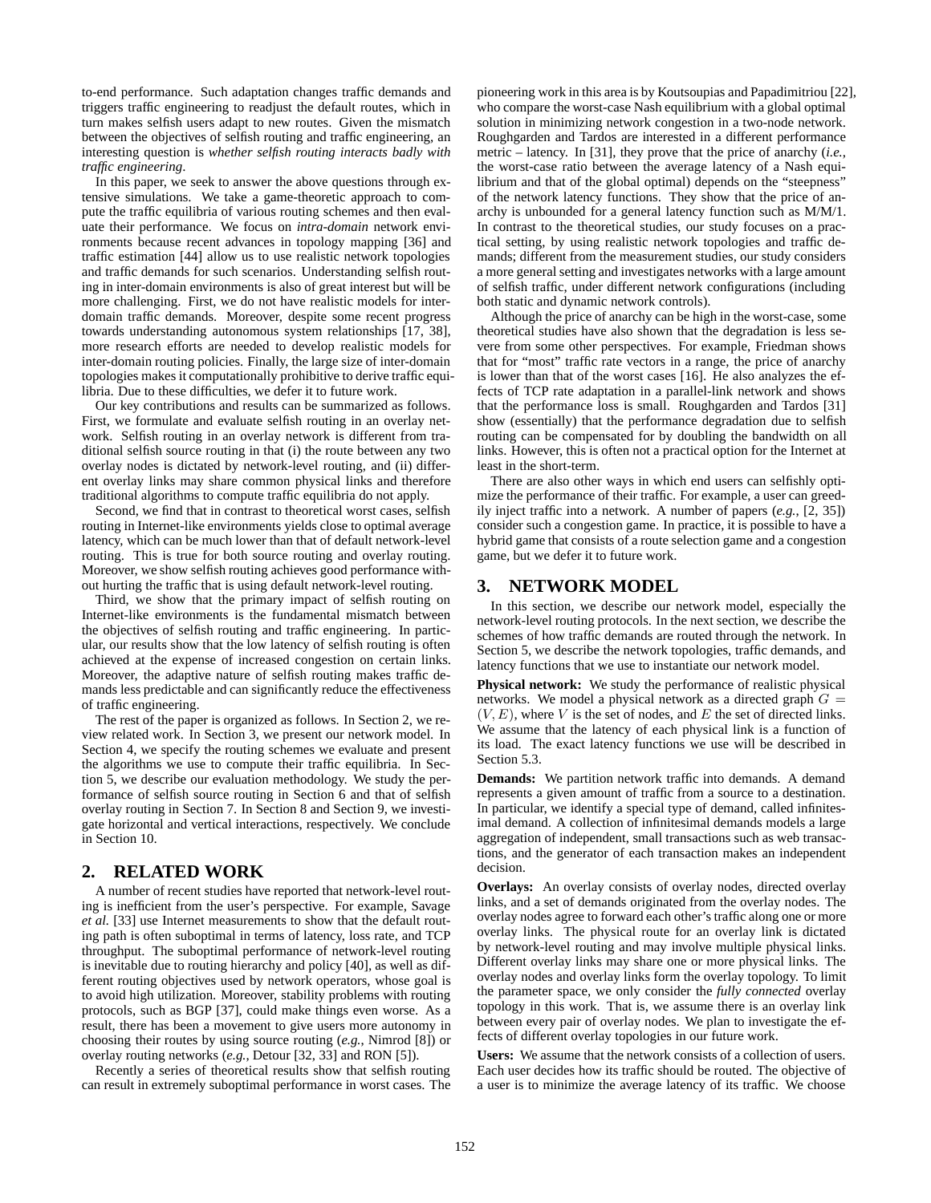to-end performance. Such adaptation changes traffic demands and triggers traffic engineering to readjust the default routes, which in turn makes selfish users adapt to new routes. Given the mismatch between the objectives of selfish routing and traffic engineering, an interesting question is *whether selfish routing interacts badly with traffic engineering*.

In this paper, we seek to answer the above questions through extensive simulations. We take a game-theoretic approach to compute the traffic equilibria of various routing schemes and then evaluate their performance. We focus on *intra-domain* network environments because recent advances in topology mapping [36] and traffic estimation [44] allow us to use realistic network topologies and traffic demands for such scenarios. Understanding selfish routing in inter-domain environments is also of great interest but will be more challenging. First, we do not have realistic models for inter-domain traffic demands. Moreover, despite some recent progress towards understanding autonomous system relationships [17, 38], more research efforts are needed to develop realistic models for inter-domain routing policies. Finally, the large size of inter-domain topologies makes it computationally prohibitive to derive traffic equilibria. Due to these difficulties, we defer it to future work.

Our key contributions and results can be summarized as follows. First, we formulate and evaluate selfish routing in an overlay network. Selfish routing in an overlay network is different from traditional selfish source routing in that (i) the route between any two overlay nodes is dictated by network-level routing, and (ii) different overlay links may share common physical links and therefore traditional algorithms to compute traffic equilibria do not apply.

Second, we find that in contrast to theoretical worst cases, selfish routing in Internet-like environments yields close to optimal average latency, which can be much lower than that of default network-level routing. This is true for both source routing and overlay routing. Moreover, we show selfish routing achieves good performance without hurting the traffic that is using default network-level routing.

Third, we show that the primary impact of selfish routing on Internet-like environments is the fundamental mismatch between the objectives of selfish routing and traffic engineering. In particular, our results show that the low latency of selfish routing is often achieved at the expense of increased congestion on certain links. Moreover, the adaptive nature of selfish routing makes traffic demands less predictable and can significantly reduce the effectiveness of traffic engineering.

The rest of the paper is organized as follows. In Section 2, we review related work. In Section 3, we present our network model. In Section 4, we specify the routing schemes we evaluate and present the algorithms we use to compute their traffic equilibria. In Section 5, we describe our evaluation methodology. We study the performance of selfish source routing in Section 6 and that of selfish overlay routing in Section 7. In Section 8 and Section 9, we investigate horizontal and vertical interactions, respectively. We conclude in Section 10.

## 2. RELATED WORK

A number of recent studies have reported that network-level routing is inefficient from the user's perspective. For example, Savage *et al.* [33] use Internet measurements to show that the default routing path is often suboptimal in terms of latency, loss rate, and TCP throughput. The suboptimal performance of network-level routing is inevitable due to routing hierarchy and policy [40], as well as different routing objectives used by network operators, whose goal is to avoid high utilization. Moreover, stability problems with routing protocols, such as BGP [37], could make things even worse. As a result, there has been a movement to give users more autonomy in choosing their routes by using source routing (*e.g.*, Nimrod [8]) or overlay routing networks (*e.g.*, Detour [32, 33] and RON [5]).

Recently a series of theoretical results show that selfish routing can result in extremely suboptimal performance in worst cases. The pioneering work in this area is by Koutsoupias and Papadimitriou [22], who compare the worst-case Nash equilibrium with a global optimal solution in minimizing network congestion in a two-node network. Roughgarden and Tardos are interested in a different performance metric – latency. In [31], they prove that the price of anarchy (*i.e.*, the worst-case ratio between the average latency of a Nash equilibrium and that of the global optimal) depends on the "steepness" of the network latency functions. They show that the price of anarchy is unbounded for a general latency function such as M/M/1. In contrast to the theoretical studies, our study focuses on a practical setting, by using realistic network topologies and traffic demands; different from the measurement studies, our study considers a more general setting and investigates networks with a large amount of selfish traffic, under different network configurations (including both static and dynamic network controls).

Although the price of anarchy can be high in the worst-case, some theoretical studies have also shown that the degradation is less severe from some other perspectives. For example, Friedman shows that for "most" traffic rate vectors in a range, the price of anarchy is lower than that of the worst cases [16]. He also analyzes the effects of TCP rate adaptation in a parallel-link network and shows that the performance loss is small. Roughgarden and Tardos [31] show (essentially) that the performance degradation due to selfish routing can be compensated for by doubling the bandwidth on all links. However, this is often not a practical option for the Internet at least in the short-term.

There are also other ways in which end users can selfishly optimize the performance of their traffic. For example, a user can greedily inject traffic into a network. A number of papers (*e.g.*, [2, 35]) consider such a congestion game. In practice, it is possible to have a hybrid game that consists of a route selection game and a congestion game, but we defer it to future work.

## 3. NETWORK MODEL

In this section, we describe our network model, especially the network-level routing protocols. In the next section, we describe the schemes of how traffic demands are routed through the network. In Section 5, we describe the network topologies, traffic demands, and latency functions that we use to instantiate our network model.

**Physical network:** We study the performance of realistic physical networks. We model a physical network as a directed graph $G = (V, E)$, where $V$ is the set of nodes, and $E$ the set of directed links. We assume that the latency of each physical link is a function of its load. The exact latency functions we use will be described in Section 5.3.

**Demands:** We partition network traffic into demands. A demand represents a given amount of traffic from a source to a destination. In particular, we identify a special type of demand, called infinitesimal demand. A collection of infinitesimal demands models a large aggregation of independent, small transactions such as web transactions, and the generator of each transaction makes an independent decision.

**Overlays:** An overlay consists of overlay nodes, directed overlay links, and a set of demands originated from the overlay nodes. The overlay nodes agree to forward each other's traffic along one or more overlay links. The physical route for an overlay link is dictated by network-level routing and may involve multiple physical links. Different overlay links may share one or more physical links. The overlay nodes and overlay links form the overlay topology. To limit the parameter space, we only consider the *fully connected* overlay topology in this work. That is, we assume there is an overlay link between every pair of overlay nodes. We plan to investigate the effects of different overlay topologies in our future work.

**Users:** We assume that the network consists of a collection of users. Each user decides how its traffic should be routed. The objective of a user is to minimize the average latency of its traffic. We choose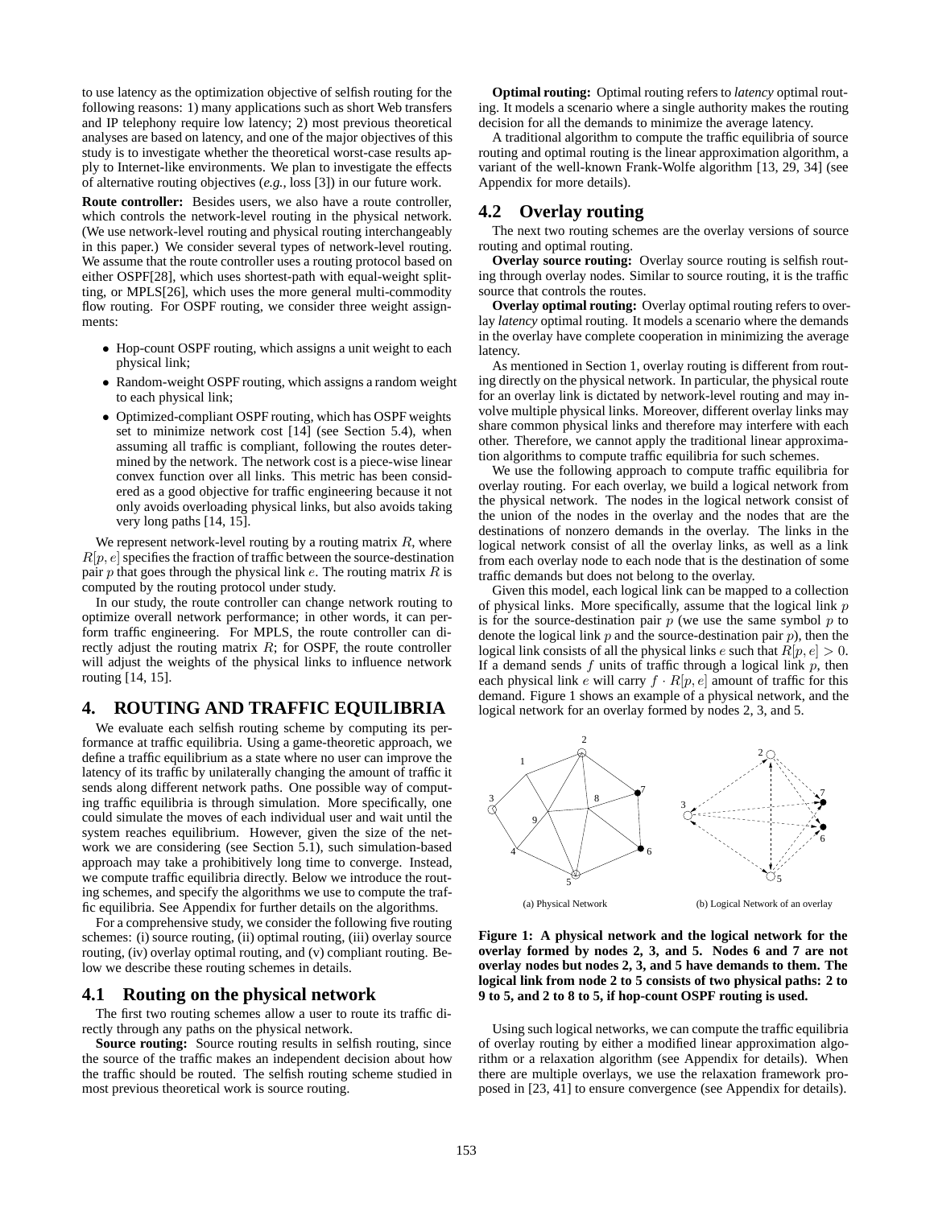to use latency as the optimization objective of selfish routing for the following reasons: 1) many applications such as short Web transfers and IP telephony require low latency; 2) most previous theoretical analyses are based on latency, and one of the major objectives of this study is to investigate whether the theoretical worst-case results apply to Internet-like environments. We plan to investigate the effects of alternative routing objectives (*e.g.*, loss [3]) in our future work.

**Route controller:** Besides users, we also have a route controller, which controls the network-level routing in the physical network. (We use network-level routing and physical routing interchangeably in this paper.) We consider several types of network-level routing. We assume that the route controller uses a routing protocol based on either OSPF[28], which uses shortest-path with equal-weight splitting, or MPLS[26], which uses the more general multi-commodity flow routing. For OSPF routing, we consider three weight assignments:

- Hop-count OSPF routing, which assigns a unit weight to each physical link;
- Random-weight OSPF routing, which assigns a random weight to each physical link;
- Optimized-compliant OSPF routing, which has OSPF weights set to minimize network cost [14] (see Section 5.4), when assuming all traffic is compliant, following the routes determined by the network. The network cost is a piece-wise linear convex function over all links. This metric has been considered as a good objective for traffic engineering because it not only avoids overloading physical links, but also avoids taking very long paths [14, 15].

We represent network-level routing by a routing matrix $R$, where $R[p, e]$ specifies the fraction of traffic between the source-destination pair $p$ that goes through the physical link $e$. The routing matrix $R$ is computed by the routing protocol under study.

In our study, the route controller can change network routing to optimize overall network performance; in other words, it can perform traffic engineering. For MPLS, the route controller can directly adjust the routing matrix $R$; for OSPF, the route controller will adjust the weights of the physical links to influence network routing [14, 15].

## 4. ROUTING AND TRAFFIC EQUILIBRIA

We evaluate each selfish routing scheme by computing its performance at traffic equilibria. Using a game-theoretic approach, we define a traffic equilibrium as a state where no user can improve the latency of its traffic by unilaterally changing the amount of traffic it sends along different network paths. One possible way of computing traffic equilibria is through simulation. More specifically, one could simulate the moves of each individual user and wait until the system reaches equilibrium. However, given the size of the network we are considering (see Section 5.1), such simulation-based approach may take a prohibitively long time to converge. Instead, we compute traffic equilibria directly. Below we introduce the routing schemes, and specify the algorithms we use to compute the traffic equilibria. See Appendix for further details on the algorithms.

For a comprehensive study, we consider the following five routing schemes: (i) source routing, (ii) optimal routing, (iii) overlay source routing, (iv) overlay optimal routing, and (v) compliant routing. Below we describe these routing schemes in details.

### 4.1 Routing on the physical network

The first two routing schemes allow a user to route its traffic directly through any paths on the physical network.

**Source routing:** Source routing results in selfish routing, since the source of the traffic makes an independent decision about how the traffic should be routed. The selfish routing scheme studied in most previous theoretical work is source routing.

**Optimal routing:** Optimal routing refers to *latency* optimal routing. It models a scenario where a single authority makes the routing decision for all the demands to minimize the average latency.

A traditional algorithm to compute the traffic equilibria of source routing and optimal routing is the linear approximation algorithm, a variant of the well-known Frank-Wolfe algorithm [13, 29, 34] (see Appendix for more details).

### 4.2 Overlay routing

The next two routing schemes are the overlay versions of source routing and optimal routing.

**Overlay source routing:** Overlay source routing is selfish routing through overlay nodes. Similar to source routing, it is the traffic source that controls the routes.

**Overlay optimal routing:** Overlay optimal routing refers to overlay *latency* optimal routing. It models a scenario where the demands in the overlay have complete cooperation in minimizing the average latency.

As mentioned in Section 1, overlay routing is different from routing directly on the physical network. In particular, the physical route for an overlay link is dictated by network-level routing and may involve multiple physical links. Moreover, different overlay links may share common physical links and therefore may interfere with each other. Therefore, we cannot apply the traditional linear approximation algorithms to compute traffic equilibria for such schemes.

We use the following approach to compute traffic equilibria for overlay routing. For each overlay, we build a logical network from the physical network. The nodes in the logical network consist of the union of the nodes in the overlay and the nodes that are the destinations of nonzero demands in the overlay. The links in the logical network consist of all the overlay links, as well as a link from each overlay node to each node that is the destination of some traffic demands but does not belong to the overlay.

Given this model, each logical link can be mapped to a collection of physical links. More specifically, assume that the logical link $p$ is for the source-destination pair $p$ (we use the same symbol $p$ to denote the logical link $p$ and the source-destination pair $p$), then the logical link consists of all the physical links $e$ such that $R[p, e] > 0$. If a demand sends $f$ units of traffic through a logical link $p$, then each physical link $e$ will carry $f \cdot R[p, e]$ amount of traffic for this demand. Figure 1 shows an example of a physical network, and the logical network for an overlay formed by nodes 2, 3, and 5.

(a) Physical Network (b) Logical Network of an overlay

**Figure 1: A physical network and the logical network for the overlay formed by nodes 2, 3, and 5. Nodes 6 and 7 are not overlay nodes but nodes 2, 3, and 5 have demands to them. The logical link from node 2 to 5 consists of two physical paths: 2 to 9 to 5, and 2 to 8 to 5, if hop-count OSPF routing is used.**

Using such logical networks, we can compute the traffic equilibria of overlay routing by either a modified linear approximation algorithm or a relaxation algorithm (see Appendix for details). When there are multiple overlays, we use the relaxation framework proposed in [23, 41] to ensure convergence (see Appendix for details).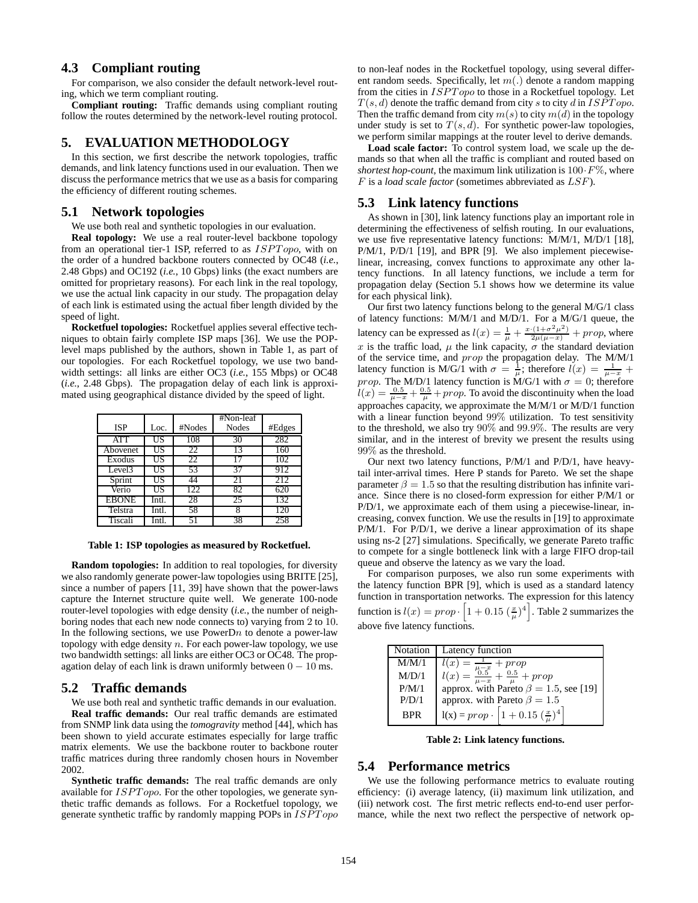### 4.3 Compliant routing

For comparison, we also consider the default network-level routing, which we term compliant routing.

**Compliant routing:** Traffic demands using compliant routing follow the routes determined by the network-level routing protocol.

## 5. EVALUATION METHODOLOGY

In this section, we first describe the network topologies, traffic demands, and link latency functions used in our evaluation. Then we discuss the performance metrics that we use as a basis for comparing the efficiency of different routing schemes.

### 5.1 Network topologies

We use both real and synthetic topologies in our evaluation.

**Real topology:** We use a real router-level backbone topology from an operational tier-1 ISP, referred to as $ISPTopo$, with on the order of a hundred backbone routers connected by OC48 (*i.e.*, 2.48 Gbps) and OC192 (*i.e.*, 10 Gbps) links (the exact numbers are omitted for proprietary reasons). For each link in the real topology, we use the actual link capacity in our study. The propagation delay of each link is estimated using the actual fiber length divided by the speed of light.

**Rocketfuel topologies:** Rocketfuel applies several effective techniques to obtain fairly complete ISP maps [36]. We use the POP-level maps published by the authors, shown in Table 1, as part of our topologies. For each Rocketfuel topology, we use two bandwidth settings: all links are either OC3 (*i.e.*, 155 Mbps) or OC48 (*i.e.*, 2.48 Gbps). The propagation delay of each link is approximated using geographical distance divided by the speed of light.

| ISP | Loc. | #Nodes | #Non-leaf Nodes | #Edges |
|---|---|---|---|---|
| ATT | US | 108 | 30 | 282 |
| Abovenet | US | 22 | 13 | 160 |
| Exodus | US | 22 | 17 | 102 |
| Level3 | US | 53 | 37 | 912 |
| Sprint | US | 44 | 21 | 212 |
| Verio | US | 122 | 82 | 620 |
| EBONE | Intl. | 28 | 25 | 132 |
| Telstra | Intl. | 58 | 8 | 120 |
| Tiscali | Intl. | 51 | 38 | 258 |

**Table 1: ISP topologies as measured by Rocketfuel.**

**Random topologies:** In addition to real topologies, for diversity we also randomly generate power-law topologies using BRITE [25], since a number of papers [11, 39] have shown that the power-laws capture the Internet structure quite well. We generate 100-node router-level topologies with edge density (*i.e.*, the number of neighboring nodes that each new node connects to) varying from 2 to 10. In the following sections, we use PowerD$n$ to denote a power-law topology with edge density $n$. For each power-law topology, we use two bandwidth settings: all links are either OC3 or OC48. The propagation delay of each link is drawn uniformly between $0 - 10$ ms.

### 5.2 Traffic demands

We use both real and synthetic traffic demands in our evaluation.

**Real traffic demands:** Our real traffic demands are estimated from SNMP link data using the *tomogravity* method [44], which has been shown to yield accurate estimates especially for large traffic matrix elements. We use the backbone router to backbone router traffic matrices during three randomly chosen hours in November 2002.

**Synthetic traffic demands:** The real traffic demands are only available for $ISPTopo$. For the other topologies, we generate synthetic traffic demands as follows. For a Rocketfuel topology, we generate synthetic traffic by randomly mapping POPs in $ISPTopo$ to non-leaf nodes in the Rocketfuel topology, using several different random seeds. Specifically, let $m(.)$ denote a random mapping from the cities in $ISPTopo$ to those in a Rocketfuel topology. Let $T(s,d)$ denote the traffic demand from city $s$ to city $d$ in $ISPTopo$. Then the traffic demand from city $m(s)$ to city $m(d)$ in the topology under study is set to $T(s,d)$. For synthetic power-law topologies, we perform similar mappings at the router level to derive demands.

**Load scale factor:** To control system load, we scale up the demands so that when all the traffic is compliant and routed based on *shortest hop-count*, the maximum link utilization is $100 \cdot F\%$, where $F$ is a *load scale factor* (sometimes abbreviated as $LSF$).

### 5.3 Link latency functions

As shown in [30], link latency functions play an important role in determining the effectiveness of selfish routing. In our evaluations, we use five representative latency functions: M/M/1, M/D/1 [18], P/M/1, P/D/1 [19], and BPR [9]. We also implement piecewise-linear, increasing, convex functions to approximate any other latency functions. In all latency functions, we include a term for propagation delay (Section 5.1 shows how we determine its value for each physical link).

Our first two latency functions belong to the general M/G/1 class of latency functions: M/M/1 and M/D/1. For a M/G/1 queue, the latency can be expressed as $l(x) = \frac{1}{\mu} + \frac{x \cdot (1+\sigma^2\mu^2)}{2\mu(\mu - x)} + prop$, where $x$ is the traffic load, $\mu$ the link capacity, $\sigma$ the standard deviation of the service time, and $prop$ the propagation delay. The M/M/1 latency function is M/G/1 with $\sigma = \frac{1}{\mu}$; therefore $l(x) = \frac{1}{\mu - x} + prop$. The M/D/1 latency function is M/G/1 with $\sigma = 0$; therefore $l(x) = \frac{0.5}{\mu - x} + \frac{0.5}{\mu} + prop$. To avoid the discontinuity when the load approaches capacity, we approximate the M/M/1 or M/D/1 function with a linear function beyond $99\%$ utilization. To test sensitivity to the threshold, we also try $90\%$ and $99.9\%$. The results are very similar, and in the interest of brevity we present the results using $99\%$ as the threshold.

Our next two latency functions, P/M/1 and P/D/1, have heavy-tail inter-arrival times. Here P stands for Pareto. We set the shape parameter $\beta = 1.5$ so that the resulting distribution has infinite variance. Since there is no closed-form expression for either P/M/1 or P/D/1, we approximate each of them using a piecewise-linear, increasing, convex function. We use the results in [19] to approximate P/M/1. For P/D/1, we derive a linear approximation of its shape using ns-2 [27] simulations. Specifically, we generate Pareto traffic to compete for a single bottleneck link with a large FIFO drop-tail queue and observe the latency as we vary the load.

For comparison purposes, we also run some experiments with the latency function BPR [9], which is used as a standard latency function in transportation networks. The expression for this latency function is $l(x) = prop \cdot \left[1 + 0.15\left(\frac{x}{\mu}\right)^4\right]$. Table 2 summarizes the above five latency functions.

| Notation | Latency function |
|---|---|
| M/M/1 | $l(x) = \frac{1}{\mu - x} + prop$ |
| M/D/1 | $l(x) = \frac{0.5}{\mu - x} + \frac{0.5}{\mu} + prop$ |
| P/M/1 | approx. with Pareto $\beta = 1.5$, see [19] |
| P/D/1 | approx. with Pareto $\beta = 1.5$ |
| BPR | $l(x) = prop \cdot \left[1 + 0.15\left(\frac{x}{\mu}\right)^4\right]$ |

**Table 2: Link latency functions.**

### 5.4 Performance metrics

We use the following performance metrics to evaluate routing efficiency: (i) average latency, (ii) maximum link utilization, and (iii) network cost. The first metric reflects end-to-end user performance, while the next two reflect the perspective of network op-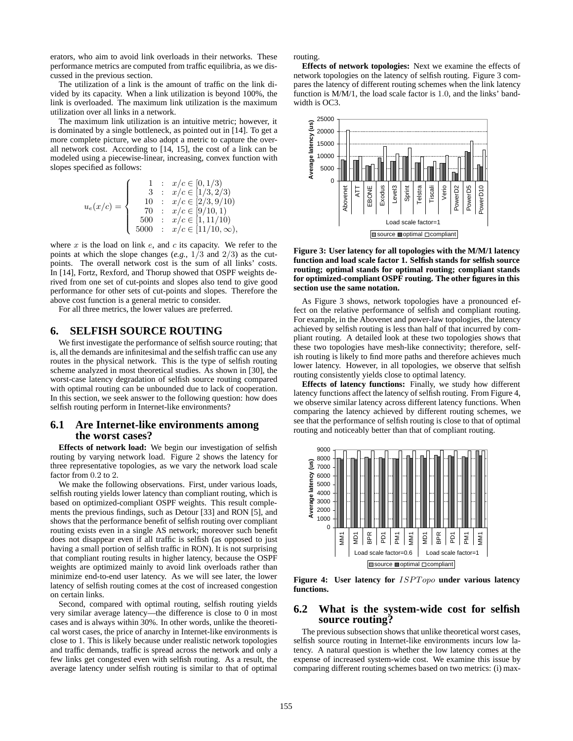erators, who aim to avoid link overloads in their networks. These performance metrics are computed from traffic equilibria, as we discussed in the previous section.

The utilization of a link is the amount of traffic on the link divided by its capacity. When a link utilization is beyond 100%, the link is overloaded. The maximum link utilization is the maximum utilization over all links in a network.

The maximum link utilization is an intuitive metric; however, it is dominated by a single bottleneck, as pointed out in [14]. To get a more complete picture, we also adopt a metric to capture the overall network cost. According to [14, 15], the cost of a link can be modeled using a piecewise-linear, increasing, convex function with slopes specified as follows:

$$u_e(x/c) = \begin{cases} 1 & : \quad x/c \in [0, 1/3) \\ 3 & : \quad x/c \in [1/3, 2/3) \\ 10 & : \quad x/c \in [2/3, 9/10) \\ 70 & : \quad x/c \in [9/10, 1) \\ 500 & : \quad x/c \in [1, 11/10) \\ 5000 & : \quad x/c \in [11/10, \infty), \end{cases}$$

where $x$ is the load on link $e$, and $c$ its capacity. We refer to the points at which the slope changes (*e.g.*, $1/3$ and $2/3$) as the cut-points. The overall network cost is the sum of all links' costs. In [14], Fortz, Rexford, and Thorup showed that OSPF weights derived from one set of cut-points and slopes also tend to give good performance for other sets of cut-points and slopes. Therefore the above cost function is a general metric to consider.

For all three metrics, the lower values are preferred.

## 6. SELFISH SOURCE ROUTING

We first investigate the performance of selfish source routing; that is, all the demands are infinitesimal and the selfish traffic can use any routes in the physical network. This is the type of selfish routing scheme analyzed in most theoretical studies. As shown in [30], the worst-case latency degradation of selfish source routing compared with optimal routing can be unbounded due to lack of cooperation. In this section, we seek answer to the following question: how does selfish routing perform in Internet-like environments?

### 6.1 Are Internet-like environments among the worst cases?

**Effects of network load:** We begin our investigation of selfish routing by varying network load. Figure 2 shows the latency for three representative topologies, as we vary the network load scale factor from 0.2 to 2.

We make the following observations. First, under various loads, selfish routing yields lower latency than compliant routing, which is based on optimized-compliant OSPF weights. This result complements the previous findings, such as Detour [33] and RON [5], and shows that the performance benefit of selfish routing over compliant routing exists even in a single AS network; moreover such benefit does not disappear even if all traffic is selfish (as opposed to just having a small portion of selfish traffic in RON). It is not surprising that compliant routing results in higher latency, because the OSPF weights are optimized mainly to avoid link overloads rather than minimize end-to-end user latency. As we will see later, the lower latency of selfish routing comes at the cost of increased congestion on certain links.

Second, compared with optimal routing, selfish routing yields very similar average latency—the difference is close to 0 in most cases and is always within 30%. In other words, unlike the theoretical worst cases, the price of anarchy in Internet-like environments is close to 1. This is likely because under realistic network topologies and traffic demands, traffic is spread across the network and only a few links get congested even with selfish routing. As a result, the average latency under selfish routing is similar to that of optimal routing.

**Effects of network topologies:** Next we examine the effects of network topologies on the latency of selfish routing. Figure 3 compares the latency of different routing schemes when the link latency function is M/M/1, the load scale factor is 1.0, and the links' bandwidth is OC3.

**Figure 3: User latency for all topologies with the M/M/1 latency function and load scale factor 1. Selfish stands for selfish source routing; optimal stands for optimal routing; compliant stands for optimized-compliant OSPF routing. The other figures in this section use the same notation.**

As Figure 3 shows, network topologies have a pronounced effect on the relative performance of selfish and compliant routing. For example, in the Abovenet and power-law topologies, the latency achieved by selfish routing is less than half of that incurred by compliant routing. A detailed look at these two topologies shows that these two topologies have mesh-like connectivity; therefore, selfish routing is likely to find more paths and therefore achieves much lower latency. However, in all topologies, we observe that selfish routing consistently yields close to optimal latency.

**Effects of latency functions:** Finally, we study how different latency functions affect the latency of selfish routing. From Figure 4, we observe similar latency across different latency functions. When comparing the latency achieved by different routing schemes, we see that the performance of selfish routing is close to that of optimal routing and noticeably better than that of compliant routing.

**Figure 4: User latency for $ISPTopo$ under various latency functions.**

### 6.2 What is the system-wide cost for selfish source routing?

The previous subsection shows that unlike theoretical worst cases, selfish source routing in Internet-like environments incurs low latency. A natural question is whether the low latency comes at the expense of increased system-wide cost. We examine this issue by comparing different routing schemes based on two metrics: (i) max-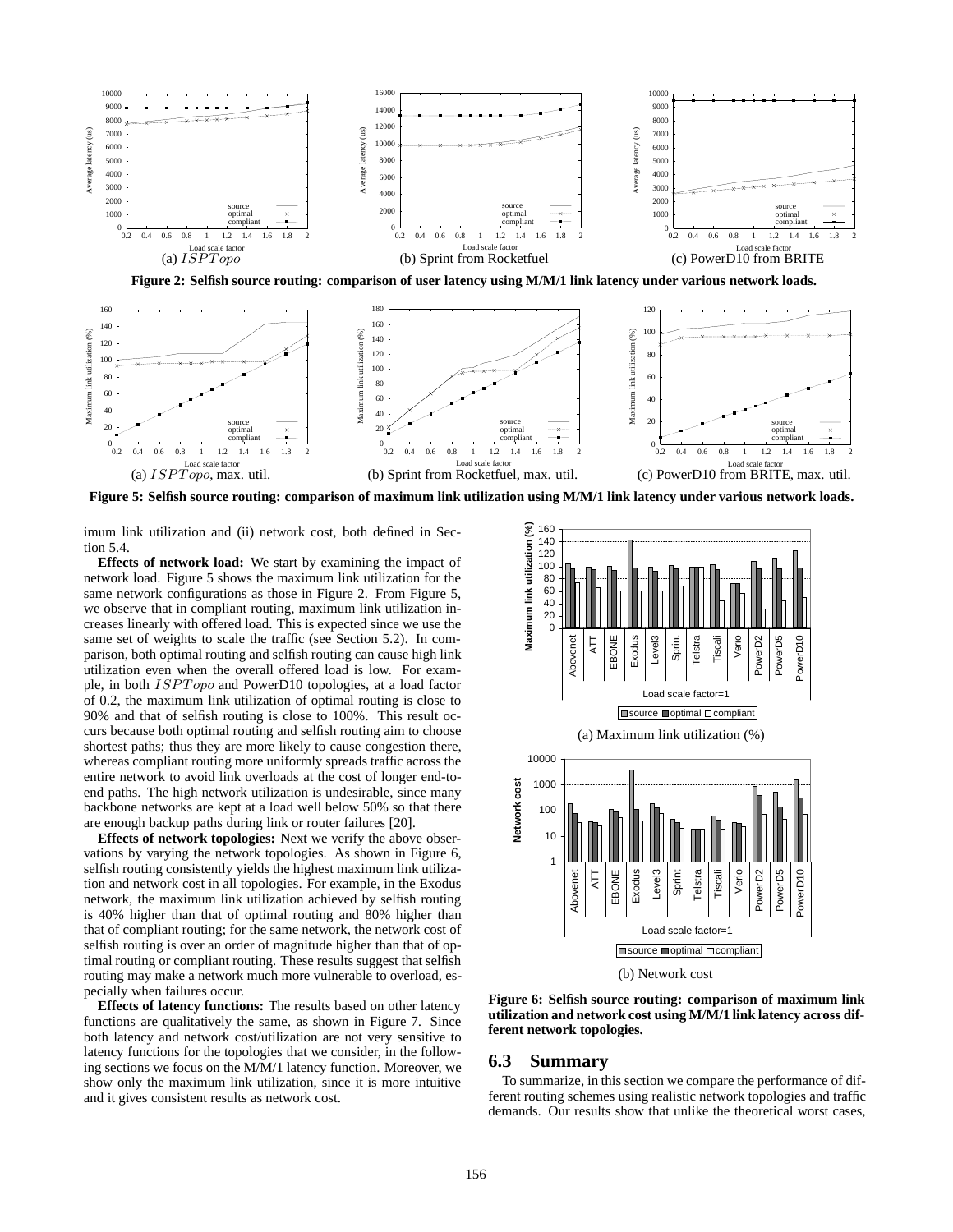(a) $ISPTopo$ (b) Sprint from Rocketfuel (c) PowerD10 from BRITE

**Figure 2: Selfish source routing: comparison of user latency using M/M/1 link latency under various network loads.**

(a) $ISPTopo$, max. util. (b) Sprint from Rocketfuel, max. util. (c) PowerD10 from BRITE, max. util.

**Figure 5: Selfish source routing: comparison of maximum link utilization using M/M/1 link latency under various network loads.**

imum link utilization and (ii) network cost, both defined in Section 5.4.

**Effects of network load:** We start by examining the impact of network load. Figure 5 shows the maximum link utilization for the same network configurations as those in Figure 2. From Figure 5, we observe that in compliant routing, maximum link utilization increases linearly with offered load. This is expected since we use the same set of weights to scale the traffic (see Section 5.2). In comparison, both optimal routing and selfish routing can cause high link utilization even when the overall offered load is low. For example, in both $ISPTopo$ and PowerD10 topologies, at a load factor of 0.2, the maximum link utilization of optimal routing is close to 90% and that of selfish routing is close to 100%. This result occurs because both optimal routing and selfish routing aim to choose shortest paths; thus they are more likely to cause congestion there, whereas compliant routing more uniformly spreads traffic across the entire network to avoid link overloads at the cost of longer end-to-end paths. The high network utilization is undesirable, since many backbone networks are kept at a load well below 50% so that there are enough backup paths during link or router failures [20].

**Effects of network topologies:** Next we verify the above observations by varying the network topologies. As shown in Figure 6, selfish routing consistently yields the highest maximum link utilization and network cost in all topologies. For example, in the Exodus network, the maximum link utilization achieved by selfish routing is 40% higher than that of optimal routing and 80% higher than that of compliant routing; for the same network, the network cost of selfish routing is over an order of magnitude higher than that of optimal routing or compliant routing. These results suggest that selfish routing may make a network much more vulnerable to overload, especially when failures occur.

**Effects of latency functions:** The results based on other latency functions are qualitatively the same, as shown in Figure 7. Since both latency and network cost/utilization are not very sensitive to latency functions for the topologies that we consider, in the following sections we focus on the M/M/1 latency function. Moreover, we show only the maximum link utilization, since it is more intuitive and it gives consistent results as network cost.

(a) Maximum link utilization (%)

(b) Network cost

**Figure 6: Selfish source routing: comparison of maximum link utilization and network cost using M/M/1 link latency across different network topologies.**

## 6.3 Summary

To summarize, in this section we compare the performance of different routing schemes using realistic network topologies and traffic demands. Our results show that unlike the theoretical worst cases,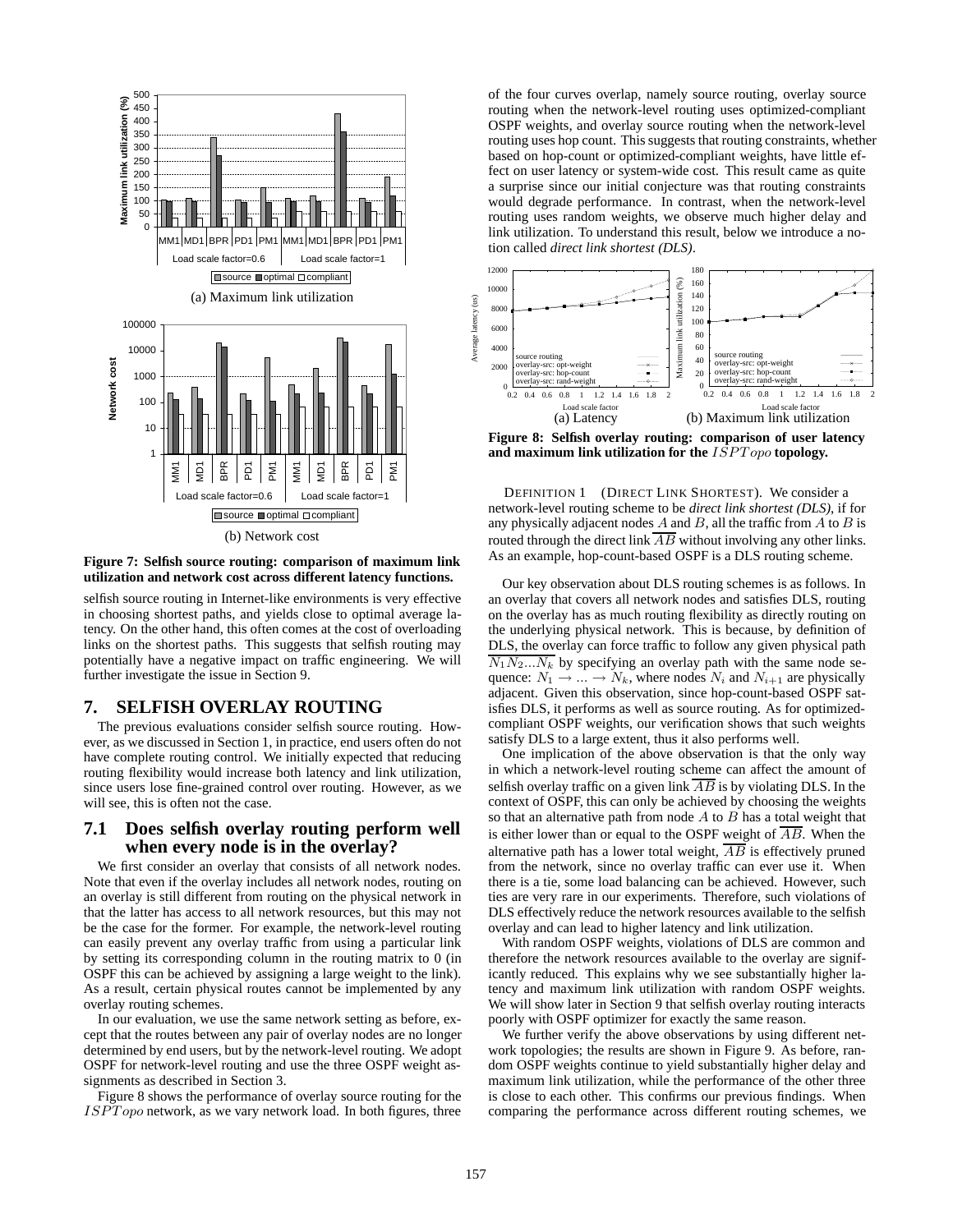Maximum link utilization (%)

500
450
400
350
300
250
200
150
100
50
0

MM1 MD1 BPR PD1 PM1 MM1 MD1 BPR PD1 PM1

Load scale factor=0.6 Load scale factor=1

source optimal compliant

(a) Maximum link utilization

Network cost

100000
10000
1000
100
10
1

MM1 MD1 BPR PD1 PM1 MM1 MD1 BPR PD1 PM1

Load scale factor=0.6 Load scale factor=1

source optimal compliant

(b) Network cost

**Figure 7: Selfish source routing: comparison of maximum link utilization and network cost across different latency functions.**

selfish source routing in Internet-like environments is very effective in choosing shortest paths, and yields close to optimal average latency. On the other hand, this often comes at the cost of overloading links on the shortest paths. This suggests that selfish routing may potentially have a negative impact on traffic engineering. We will further investigate the issue in Section 9.

## 7. SELFISH OVERLAY ROUTING

The previous evaluations consider selfish source routing. However, as we discussed in Section 1, in practice, end users often do not have complete routing control. We initially expected that reducing routing flexibility would increase both latency and link utilization, since users lose fine-grained control over routing. However, as we will see, this is often not the case.

### 7.1 Does selfish overlay routing perform well when every node is in the overlay?

We first consider an overlay that consists of all network nodes. Note that even if the overlay includes all network nodes, routing on an overlay is still different from routing on the physical network in that the latter has access to all network resources, but this may not be the case for the former. For example, the network-level routing can easily prevent any overlay traffic from using a particular link by setting its corresponding column in the routing matrix to 0 (in OSPF this can be achieved by assigning a large weight to the link). As a result, certain physical routes cannot be implemented by any overlay routing schemes.

In our evaluation, we use the same network setting as before, except that the routes between any pair of overlay nodes are no longer determined by end users, but by the network-level routing. We adopt OSPF for network-level routing and use the three OSPF weight assignments as described in Section 3.

Figure 8 shows the performance of overlay source routing for the $ISPTopo$ network, as we vary network load. In both figures, three of the four curves overlap, namely source routing, overlay source routing when the network-level routing uses optimized-compliant OSPF weights, and overlay source routing when the network-level routing uses hop count. This suggests that routing constraints, whether based on hop-count or optimized-compliant weights, have little effect on user latency or system-wide cost. This result came as quite a surprise since our initial conjecture was that routing constraints would degrade performance. In contrast, when the network-level routing uses random weights, we observe much higher delay and link utilization. To understand this result, below we introduce a notion called *direct link shortest (DLS)*.

Average latency (us)

12000
10000
8000
6000
4000
2000
0

0.2 0.4 0.6 0.8 1 1.2 1.4 1.6 1.8 2

Load scale factor

source routing
overlay-src: opt-weight
overlay-src: hop-count
overlay-src: rand-weight

(a) Latency

Maximum link utilization (%)

180
160
140
120
100
80
60
40
20
0

0.2 0.4 0.6 0.8 1 1.2 1.4 1.6 1.8 2

Load scale factor

source routing
overlay-src: opt-weight
overlay-src: hop-count
overlay-src: rand-weight

(b) Maximum link utilization

**Figure 8: Selfish overlay routing: comparison of user latency and maximum link utilization for the $ISPTopo$ topology.**

DEFINITION 1 (DIRECT LINK SHORTEST). We consider a network-level routing scheme to be *direct link shortest (DLS)*, if for any physically adjacent nodes $A$ and $B$, all the traffic from $A$ to $B$ is routed through the direct link $\overline{AB}$ without involving any other links. As an example, hop-count-based OSPF is a DLS routing scheme.

Our key observation about DLS routing schemes is as follows. In an overlay that covers all network nodes and satisfies DLS, routing on the overlay has as much routing flexibility as directly routing on the underlying physical network. This is because, by definition of DLS, the overlay can force traffic to follow any given physical path $\overline{N_1 N_2 ... N_k}$ by specifying an overlay path with the same node sequence: $N_1 \rightarrow ... \rightarrow N_k$, where nodes $N_i$ and $N_{i+1}$ are physically adjacent. Given this observation, since hop-count-based OSPF satisfies DLS, it performs as well as source routing. As for optimized-compliant OSPF weights, our verification shows that such weights satisfy DLS to a large extent, thus it also performs well.

One implication of the above observation is that the only way in which a network-level routing scheme can affect the amount of selfish overlay traffic on a given link $\overline{AB}$ is by violating DLS. In the context of OSPF, this can only be achieved by choosing the weights so that an alternative path from node $A$ to $B$ has a total weight that is either lower than or equal to the OSPF weight of $\overline{AB}$. When the alternative path has a lower total weight, $\overline{AB}$ is effectively pruned from the network, since no overlay traffic can ever use it. When there is a tie, some load balancing can be achieved. However, such ties are very rare in our experiments. Therefore, such violations of DLS effectively reduce the network resources available to the selfish overlay and can lead to higher latency and link utilization.

With random OSPF weights, violations of DLS are common and therefore the network resources available to the overlay are significantly reduced. This explains why we see substantially higher latency and maximum link utilization with random OSPF weights. We will show later in Section 9 that selfish overlay routing interacts poorly with OSPF optimizer for exactly the same reason.

We further verify the above observations by using different network topologies; the results are shown in Figure 9. As before, random OSPF weights continue to yield substantially higher delay and maximum link utilization, while the performance of the other three is close to each other. This confirms our previous findings. When comparing the performance across different routing schemes, we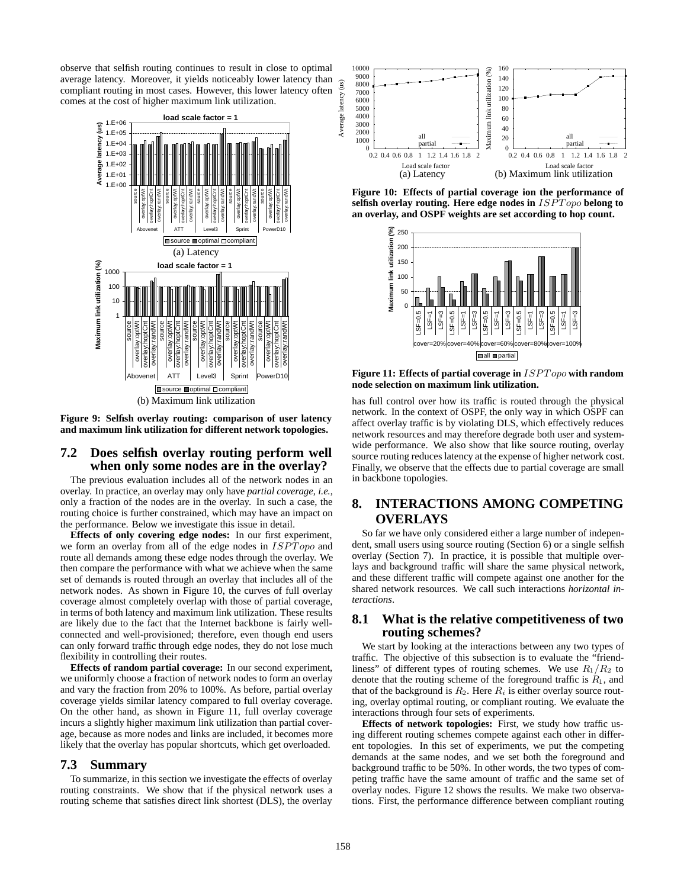observe that selfish routing continues to result in close to optimal average latency. Moreover, it yields noticeably lower latency than compliant routing in most cases. However, this lower latency often comes at the cost of higher maximum link utilization.

(a) Latency

(b) Maximum link utilization

**Figure 9: Selfish overlay routing: comparison of user latency and maximum link utilization for different network topologies.**

## 7.2 Does selfish overlay routing perform well when only some nodes are in the overlay?

The previous evaluation includes all of the network nodes in an overlay. In practice, an overlay may only have *partial coverage*, *i.e.*, only a fraction of the nodes are in the overlay. In such a case, the routing choice is further constrained, which may have an impact on the performance. Below we investigate this issue in detail.

**Effects of only covering edge nodes:** In our first experiment, we form an overlay from all of the edge nodes in $ISPTopo$ and route all demands among these edge nodes through the overlay. We then compare the performance with what we achieve when the same set of demands is routed through an overlay that includes all of the network nodes. As shown in Figure 10, the curves of full overlay coverage almost completely overlap with those of partial coverage, in terms of both latency and maximum link utilization. These results are likely due to the fact that the Internet backbone is fairly well-connected and well-provisioned; therefore, even though end users can only forward traffic through edge nodes, they do not lose much flexibility in controlling their routes.

**Effects of random partial coverage:** In our second experiment, we uniformly choose a fraction of network nodes to form an overlay and vary the fraction from 20% to 100%. As before, partial overlay coverage yields similar latency compared to full overlay coverage. On the other hand, as shown in Figure 11, full overlay coverage incurs a slightly higher maximum link utilization than partial coverage, because as more nodes and links are included, it becomes more likely that the overlay has popular shortcuts, which get overloaded.

## 7.3 Summary

To summarize, in this section we investigate the effects of overlay routing constraints. We show that if the physical network uses a routing scheme that satisfies direct link shortest (DLS), the overlay has full control over how its traffic is routed through the physical network. In the context of OSPF, the only way in which OSPF can affect overlay traffic is by violating DLS, which effectively reduces network resources and may therefore degrade both user and system-wide performance. We also show that like source routing, overlay source routing reduces latency at the expense of higher network cost. Finally, we observe that the effects due to partial coverage are small in backbone topologies.

(a) Latency (b) Maximum link utilization

**Figure 10: Effects of partial coverage ion the performance of selfish overlay routing. Here edge nodes in $ISPTopo$ belong to an overlay, and OSPF weights are set according to hop count.**

**Figure 11: Effects of partial coverage in $ISPTopo$ with random node selection on maximum link utilization.**

# 8. INTERACTIONS AMONG COMPETING OVERLAYS

So far we have only considered either a large number of independent, small users using source routing (Section 6) or a single selfish overlay (Section 7). In practice, it is possible that multiple overlays and background traffic will share the same physical network, and these different traffic will compete against one another for the shared network resources. We call such interactions *horizontal interactions*.

## 8.1 What is the relative competitiveness of two routing schemes?

We start by looking at the interactions between any two types of traffic. The objective of this subsection is to evaluate the "friendliness" of different types of routing schemes. We use $R_1/R_2$ to denote that the routing scheme of the foreground traffic is $R_1$, and that of the background is $R_2$. Here $R_i$ is either overlay source routing, overlay optimal routing, or compliant routing. We evaluate the interactions through four sets of experiments.

**Effects of network topologies:** First, we study how traffic using different routing schemes compete against each other in different topologies. In this set of experiments, we put the competing demands at the same nodes, and we set both the foreground and background traffic to be 50%. In other words, the two types of competing traffic have the same amount of traffic and the same set of overlay nodes. Figure 12 shows the results. We make two observations. First, the performance difference between compliant routing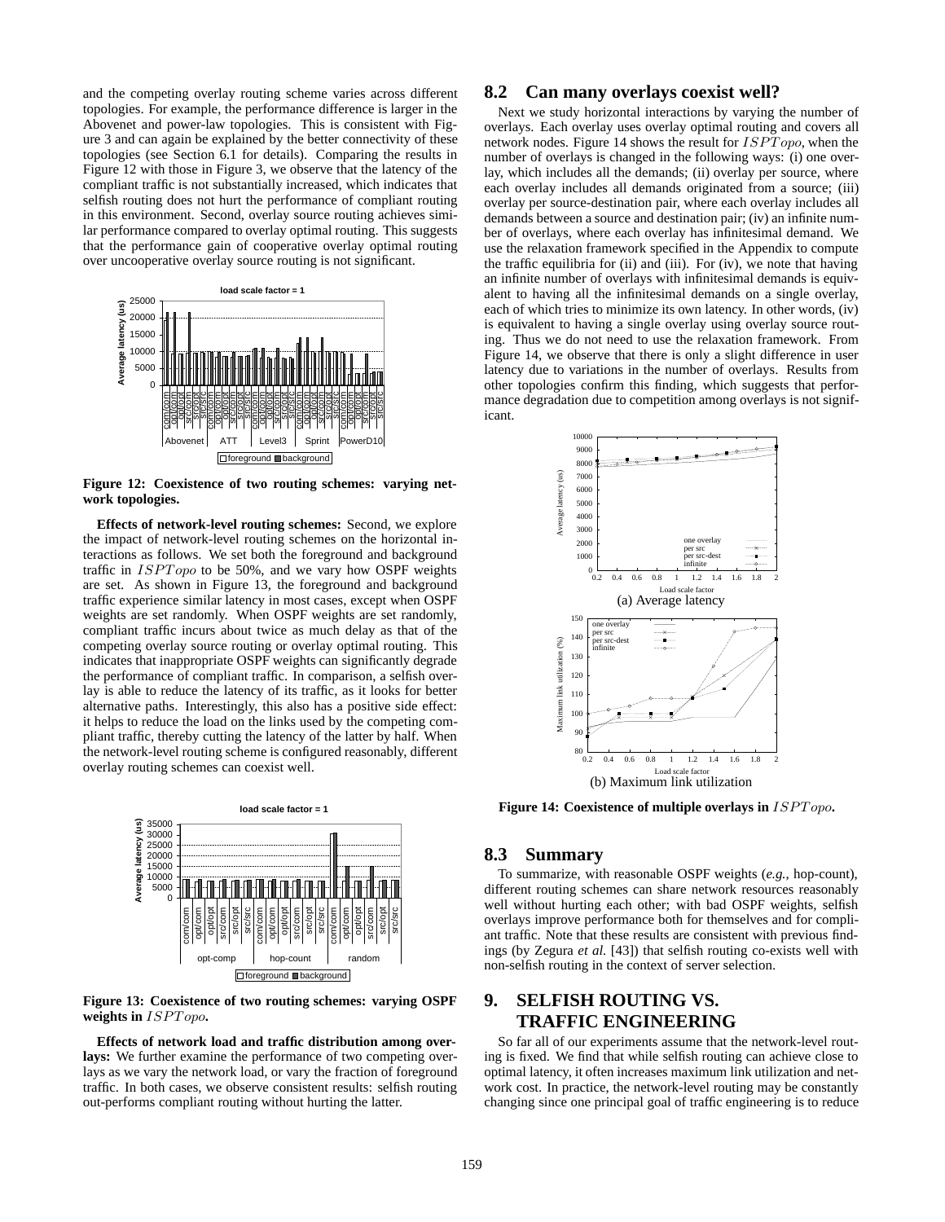and the competing overlay routing scheme varies across different topologies. For example, the performance difference is larger in the Abovenet and power-law topologies. This is consistent with Figure 3 and can again be explained by the better connectivity of these topologies (see Section 6.1 for details). Comparing the results in Figure 12 with those in Figure 3, we observe that the latency of the compliant traffic is not substantially increased, which indicates that selfish routing does not hurt the performance of compliant routing in this environment. Second, overlay source routing achieves similar performance compared to overlay optimal routing. This suggests that the performance gain of cooperative overlay optimal routing over uncooperative overlay source routing is not significant.

**Figure 12: Coexistence of two routing schemes: varying network topologies.**

**Effects of network-level routing schemes:** Second, we explore the impact of network-level routing schemes on the horizontal interactions as follows. We set both the foreground and background traffic in $ISPTopo$ to be 50%, and we vary how OSPF weights are set. As shown in Figure 13, the foreground and background traffic experience similar latency in most cases, except when OSPF weights are set randomly. When OSPF weights are set randomly, compliant traffic incurs about twice as much delay as that of the competing overlay source routing or overlay optimal routing. This indicates that inappropriate OSPF weights can significantly degrade the performance of compliant traffic. In comparison, a selfish overlay is able to reduce the latency of its traffic, as it looks for better alternative paths. Interestingly, this also has a positive side effect: it helps to reduce the load on the links used by the competing compliant traffic, thereby cutting the latency of the latter by half. When the network-level routing scheme is configured reasonably, different overlay routing schemes can coexist well.

**Figure 13: Coexistence of two routing schemes: varying OSPF weights in $ISPTopo$.**

**Effects of network load and traffic distribution among overlays:** We further examine the performance of two competing overlays as we vary the network load, or vary the fraction of foreground traffic. In both cases, we observe consistent results: selfish routing out-performs compliant routing without hurting the latter.

## 8.2 Can many overlays coexist well?

Next we study horizontal interactions by varying the number of overlays. Each overlay uses overlay optimal routing and covers all network nodes. Figure 14 shows the result for $ISPTopo$, when the number of overlays is changed in the following ways: (i) one overlay, which includes all the demands; (ii) overlay per source, where each overlay includes all demands originated from a source; (iii) overlay per source-destination pair, where each overlay includes all demands between a source and destination pair; (iv) an infinite number of overlays, where each overlay has infinitesimal demand. We use the relaxation framework specified in the Appendix to compute the traffic equilibria for (ii) and (iii). For (iv), we note that having an infinite number of overlays with infinitesimal demands is equivalent to having all the infinitesimal demands on a single overlay, each of which tries to minimize its own latency. In other words, (iv) is equivalent to having a single overlay using overlay source routing. Thus we do not need to use the relaxation framework. From Figure 14, we observe that there is only a slight difference in user latency due to variations in the number of overlays. Results from other topologies confirm this finding, which suggests that performance degradation due to competition among overlays is not significant.

(a) Average latency

(b) Maximum link utilization

**Figure 14: Coexistence of multiple overlays in $ISPTopo$.**

## 8.3 Summary

To summarize, with reasonable OSPF weights (*e.g.*, hop-count), different routing schemes can share network resources reasonably well without hurting each other; with bad OSPF weights, selfish overlays improve performance both for themselves and for compliant traffic. Note that these results are consistent with previous findings (by Zegura *et al.* [43]) that selfish routing co-exists well with non-selfish routing in the context of server selection.

# 9. SELFISH ROUTING VS. TRAFFIC ENGINEERING

So far all of our experiments assume that the network-level routing is fixed. We find that while selfish routing can achieve close to optimal latency, it often increases maximum link utilization and network cost. In practice, the network-level routing may be constantly changing since one principal goal of traffic engineering is to reduce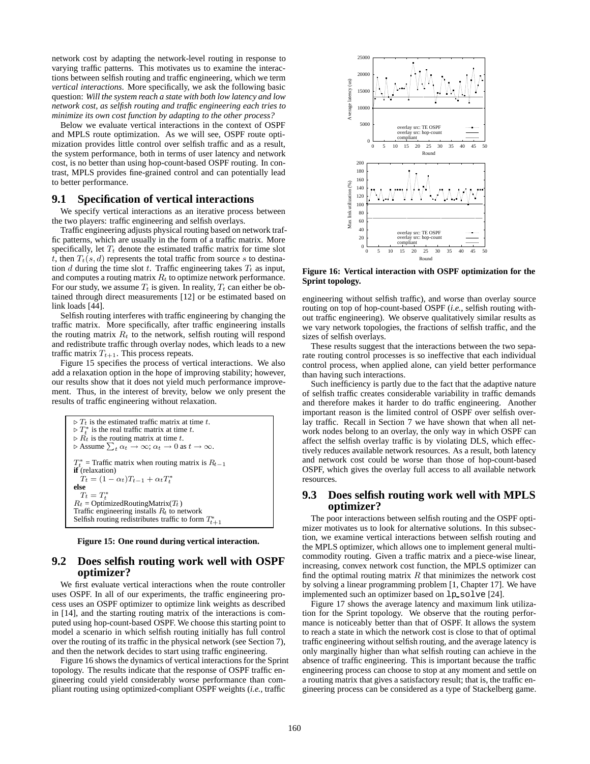network cost by adapting the network-level routing in response to varying traffic patterns. This motivates us to examine the interactions between selfish routing and traffic engineering, which we term *vertical interactions*. More specifically, we ask the following basic question: *Will the system reach a state with both low latency and low network cost, as selfish routing and traffic engineering each tries to minimize its own cost function by adapting to the other process?*

Below we evaluate vertical interactions in the context of OSPF and MPLS route optimization. As we will see, OSPF route optimization provides little control over selfish traffic and as a result, the system performance, both in terms of user latency and network cost, is no better than using hop-count-based OSPF routing. In contrast, MPLS provides fine-grained control and can potentially lead to better performance.

## 9.1 Specification of vertical interactions

We specify vertical interactions as an iterative process between the two players: traffic engineering and selfish overlays.

Traffic engineering adjusts physical routing based on network traffic patterns, which are usually in the form of a traffic matrix. More specifically, let $T_t$ denote the estimated traffic matrix for time slot $t$, then $T_t(s,d)$ represents the total traffic from source $s$ to destination $d$ during the time slot $t$. Traffic engineering takes $T_t$ as input, and computes a routing matrix $R_t$ to optimize network performance. For our study, we assume $T_t$ is given. In reality, $T_t$ can either be obtained through direct measurements [12] or be estimated based on link loads [44].

Selfish routing interferes with traffic engineering by changing the traffic matrix. More specifically, after traffic engineering installs the routing matrix $R_t$ to the network, selfish routing will respond and redistribute traffic through overlay nodes, which leads to a new traffic matrix $T_{t+1}$. This process repeats.

Figure 15 specifies the process of vertical interactions. We also add a relaxation option in the hope of improving stability; however, our results show that it does not yield much performance improvement. Thus, in the interest of brevity, below we only present the results of traffic engineering without relaxation.

```
▷ T_t is the estimated traffic matrix at time t.
▷ T*_t is the real traffic matrix at time t.
▷ R_t is the routing matrix at time t.
▷ Assume Σ_t α_t → ∞; α_t → 0 as t → ∞.

T*_t = Traffic matrix when routing matrix is R_{t-1}
if (relaxation)
  T_t = (1 − α_t)T_{t−1} + α_t T*_t
else
  T_t = T*_t
R_t = OptimizedRoutingMatrix(T_t)
Traffic engineering installs R_t to network
Selfish routing redistributes traffic to form T*_{t+1}
```

**Figure 15: One round during vertical interaction.**

## 9.2 Does selfish routing work well with OSPF optimizer?

We first evaluate vertical interactions when the route controller uses OSPF. In all of our experiments, the traffic engineering process uses an OSPF optimizer to optimize link weights as described in [14], and the starting routing matrix of the interactions is computed using hop-count-based OSPF. We choose this starting point to model a scenario in which selfish routing initially has full control over the routing of its traffic in the physical network (see Section 7), and then the network decides to start using traffic engineering.

Figure 16 shows the dynamics of vertical interactions for the Sprint topology. The results indicate that the response of OSPF traffic engineering could yield considerably worse performance than compliant routing using optimized-compliant OSPF weights (*i.e.*, traffic engineering without selfish traffic), and worse than overlay source routing on top of hop-count-based OSPF (*i.e.*, selfish routing without traffic engineering). We observe qualitatively similar results as we vary network topologies, the fractions of selfish traffic, and the sizes of selfish overlays.

**Figure 16: Vertical interaction with OSPF optimization for the Sprint topology.**

These results suggest that the interactions between the two separate routing control processes is so ineffective that each individual control process, when applied alone, can yield better performance than having such interactions.

Such inefficiency is partly due to the fact that the adaptive nature of selfish traffic creates considerable variability in traffic demands and therefore makes it harder to do traffic engineering. Another important reason is the limited control of OSPF over selfish overlay traffic. Recall in Section 7 we have shown that when all network nodes belong to an overlay, the only way in which OSPF can affect the selfish overlay traffic is by violating DLS, which effectively reduces available network resources. As a result, both latency and network cost could be worse than those of hop-count-based OSPF, which gives the overlay full access to all available network resources.

## 9.3 Does selfish routing work well with MPLS optimizer?

The poor interactions between selfish routing and the OSPF optimizer motivates us to look for alternative solutions. In this subsection, we examine vertical interactions between selfish routing and the MPLS optimizer, which allows one to implement general multi-commodity routing. Given a traffic matrix and a piece-wise linear, increasing, convex network cost function, the MPLS optimizer can find the optimal routing matrix $R$ that minimizes the network cost by solving a linear programming problem [1, Chapter 17]. We have implemented such an optimizer based on `lp_solve` [24].

Figure 17 shows the average latency and maximum link utilization for the Sprint topology. We observe that the routing performance is noticeably better than that of OSPF. It allows the system to reach a state in which the network cost is close to that of optimal traffic engineering without selfish routing, and the average latency is only marginally higher than what selfish routing can achieve in the absence of traffic engineering. This is important because the traffic engineering process can choose to stop at any moment and settle on a routing matrix that gives a satisfactory result; that is, the traffic engineering process can be considered as a type of Stackelberg game.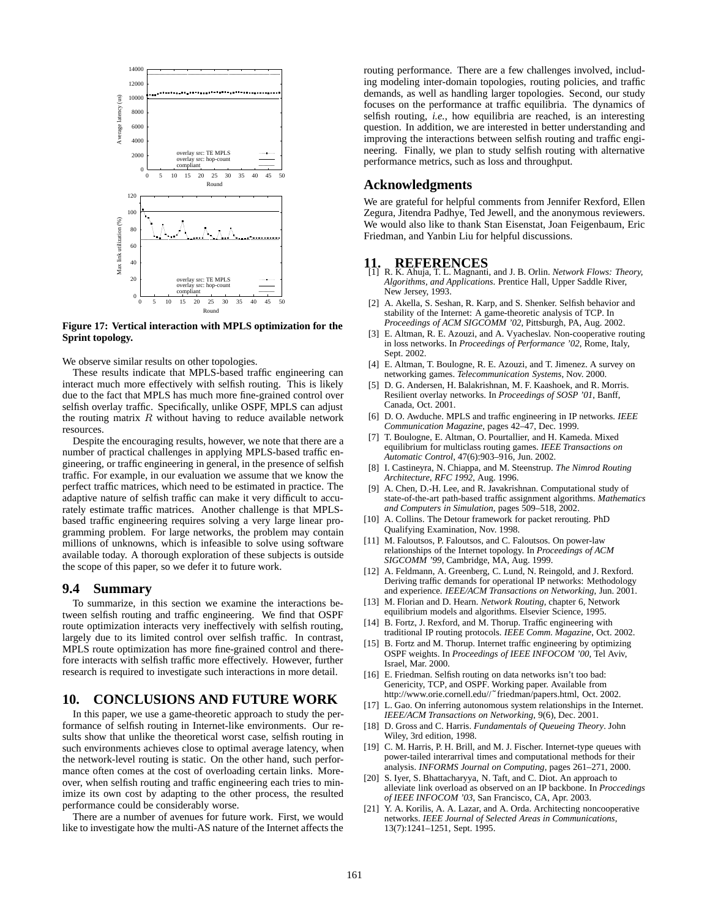Figure 17: Vertical interaction with MPLS optimization for the Sprint topology.

We observe similar results on other topologies.

These results indicate that MPLS-based traffic engineering can interact much more effectively with selfish routing. This is likely due to the fact that MPLS has much more fine-grained control over selfish overlay traffic. Specifically, unlike OSPF, MPLS can adjust the routing matrix $R$ without having to reduce available network resources.

Despite the encouraging results, however, we note that there are a number of practical challenges in applying MPLS-based traffic engineering, or traffic engineering in general, in the presence of selfish traffic. For example, in our evaluation we assume that we know the perfect traffic matrices, which need to be estimated in practice. The adaptive nature of selfish traffic can make it very difficult to accurately estimate traffic matrices. Another challenge is that MPLS-based traffic engineering requires solving a very large linear programming problem. For large networks, the problem may contain millions of unknowns, which is infeasible to solve using software available today. A thorough exploration of these subjects is outside the scope of this paper, so we defer it to future work.

## 9.4 Summary

To summarize, in this section we examine the interactions between selfish routing and traffic engineering. We find that OSPF route optimization interacts very ineffectively with selfish routing, largely due to its limited control over selfish traffic. In contrast, MPLS route optimization has more fine-grained control and therefore interacts with selfish traffic more effectively. However, further research is required to investigate such interactions in more detail.

# 10. CONCLUSIONS AND FUTURE WORK

In this paper, we use a game-theoretic approach to study the performance of selfish routing in Internet-like environments. Our results show that unlike the theoretical worst case, selfish routing in such environments achieves close to optimal average latency, when the network-level routing is static. On the other hand, such performance often comes at the cost of overloading certain links. Moreover, when selfish routing and traffic engineering each tries to minimize its own cost by adapting to the other process, the resulted performance could be considerably worse.

There are a number of avenues for future work. First, we would like to investigate how the multi-AS nature of the Internet affects the routing performance. There are a few challenges involved, including modeling inter-domain topologies, routing policies, and traffic demands, as well as handling larger topologies. Second, our study focuses on the performance at traffic equilibria. The dynamics of selfish routing, *i.e.*, how equilibria are reached, is an interesting question. In addition, we are interested in better understanding and improving the interactions between selfish routing and traffic engineering. Finally, we plan to study selfish routing with alternative performance metrics, such as loss and throughput.

## Acknowledgments

We are grateful for helpful comments from Jennifer Rexford, Ellen Zegura, Jitendra Padhye, Ted Jewell, and the anonymous reviewers. We would also like to thank Stan Eisenstat, Joan Feigenbaum, Eric Friedman, and Yanbin Liu for helpful discussions.

# 11. REFERENCES

[1] R. K. Ahuja, T. L. Magnanti, and J. B. Orlin. *Network Flows: Theory, Algorithms, and Applications*. Prentice Hall, Upper Saddle River, New Jersey, 1993.

[2] A. Akella, S. Seshan, R. Karp, and S. Shenker. Selfish behavior and stability of the Internet: A game-theoretic analysis of TCP. In *Proceedings of ACM SIGCOMM '02*, Pittsburgh, PA, Aug. 2002.

[3] E. Altman, R. E. Azouzi, and A. Vyacheslav. Non-cooperative routing in loss networks. In *Proceedings of Performance '02*, Rome, Italy, Sept. 2002.

[4] E. Altman, T. Boulogne, R. E. Azouzi, and T. Jimenez. A survey on networking games. *Telecommunication Systems*, Nov. 2000.

[5] D. G. Andersen, H. Balakrishnan, M. F. Kaashoek, and R. Morris. Resilient overlay networks. In *Proceedings of SOSP '01*, Banff, Canada, Oct. 2001.

[6] D. O. Awduche. MPLS and traffic engineering in IP networks. *IEEE Communication Magazine*, pages 42–47, Dec. 1999.

[7] T. Boulogne, E. Altman, O. Pourtallier, and H. Kameda. Mixed equilibrium for multiclass routing games. *IEEE Transactions on Automatic Control*, 47(6):903–916, Jun. 2002.

[8] I. Castineyra, N. Chiappa, and M. Steenstrup. *The Nimrod Routing Architecture, RFC 1992*, Aug. 1996.

[9] A. Chen, D.-H. Lee, and R. Javakrishnan. Computational study of state-of-the-art path-based traffic assignment algorithms. *Mathematics and Computers in Simulation*, pages 509–518, 2002.

[10] A. Collins. The Detour framework for packet rerouting. PhD Qualifying Examination, Nov. 1998.

[11] M. Faloutsos, P. Faloutsos, and C. Faloutsos. On power-law relationships of the Internet topology. In *Proceedings of ACM SIGCOMM '99*, Cambridge, MA, Aug. 1999.

[12] A. Feldmann, A. Greenberg, C. Lund, N. Reingold, and J. Rexford. Deriving traffic demands for operational IP networks: Methodology and experience. *IEEE/ACM Transactions on Networking*, Jun. 2001.

[13] M. Florian and D. Hearn. *Network Routing*, chapter 6, Network equilibrium models and algorithms. Elsevier Science, 1995.

[14] B. Fortz, J. Rexford, and M. Thorup. Traffic engineering with traditional IP routing protocols. *IEEE Comm. Magazine*, Oct. 2002.

[15] B. Fortz and M. Thorup. Internet traffic engineering by optimizing OSPF weights. In *Proceedings of IEEE INFOCOM '00*, Tel Aviv, Israel, Mar. 2000.

[16] E. Friedman. Selfish routing on data networks isn't too bad: Genericity, TCP, and OSPF. Working paper. Available from http://www.orie.cornell.edu//~friedman/papers.html, Oct. 2002.

[17] L. Gao. On inferring autonomous system relationships in the Internet. *IEEE/ACM Transactions on Networking*, 9(6), Dec. 2001.

[18] D. Gross and C. Harris. *Fundamentals of Queueing Theory*. John Wiley, 3rd edition, 1998.

[19] C. M. Harris, P. H. Brill, and M. J. Fischer. Internet-type queues with power-tailed interarrival times and computational methods for their analysis. *INFORMS Journal on Computing*, pages 261–271, 2000.

[20] S. Iyer, S. Bhattacharyya, N. Taft, and C. Diot. An approach to alleviate link overload as observed on an IP backbone. In *Proccedings of IEEE INFOCOM '03*, San Francisco, CA, Apr. 2003.

[21] Y. A. Korilis, A. A. Lazar, and A. Orda. Architecting noncooperative networks. *IEEE Journal of Selected Areas in Communications*, 13(7):1241–1251, Sept. 1995.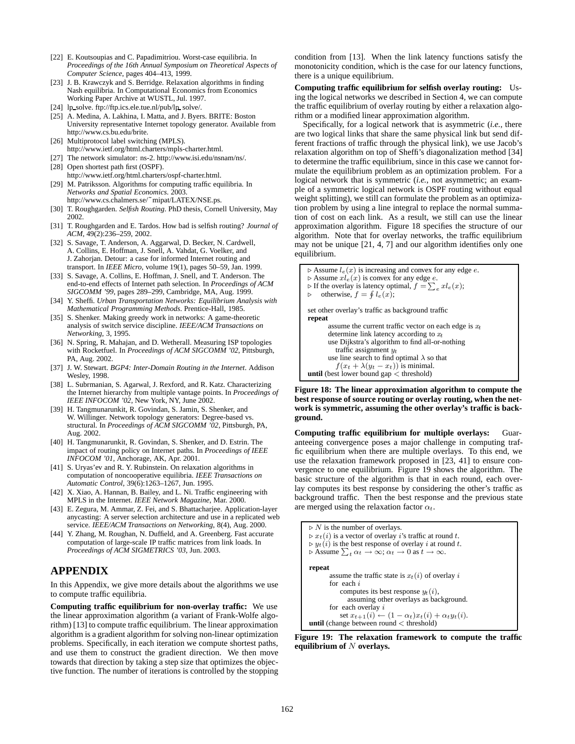[22] E. Koutsoupias and C. Papadimitriou. Worst-case equilibria. In *Proceedings of the 16th Annual Symposium on Theoretical Aspects of Computer Science*, pages 404–413, 1999.

[23] J. B. Krawczyk and S. Berridge. Relaxation algorithms in finding Nash equilibria. In Computational Economics from Economics Working Paper Archive at WUSTL, Jul. 1997.

[24] lp_solve. ftp://ftp.ics.ele.tue.nl/pub/lp_solve/.

[25] A. Medina, A. Lakhina, I. Matta, and J. Byers. BRITE: Boston University representative Internet topology generator. Available from http://www.cs.bu.edu/brite.

[26] Multiprotocol label switching (MPLS). http://www.ietf.org/html.charters/mpls-charter.html.

[27] The network simulator: ns-2. http://www.isi.edu/nsnam/ns/.

[28] Open shortest path first (OSPF). http://www.ietf.org/html.charters/ospf-charter.html.

[29] M. Patriksson. Algorithms for computing traffic equilibria. In *Networks and Spatial Economics*. 2003. http://www.cs.chalmers.se/~mipat/LATEX/NSE.ps.

[30] T. Roughgarden. *Selfish Routing*. PhD thesis, Cornell University, May 2002.

[31] T. Roughgarden and E. Tardos. How bad is selfish routing? *Journal of ACM*, 49(2):236–259, 2002.

[32] S. Savage, T. Anderson, A. Aggarwal, D. Becker, N. Cardwell, A. Collins, E. Hoffman, J. Snell, A. Vahdat, G. Voelker, and J. Zahorjan. Detour: a case for informed Internet routing and transport. In *IEEE Micro*, volume 19(1), pages 50–59, Jan. 1999.

[33] S. Savage, A. Collins, E. Hoffman, J. Snell, and T. Anderson. The end-to-end effects of Internet path selection. In *Proceedings of ACM SIGCOMM '99*, pages 289–299, Cambridge, MA, Aug. 1999.

[34] Y. Sheffi. *Urban Transportation Networks: Equilibrium Analysis with Mathematical Programming Methods*. Prentice-Hall, 1985.

[35] S. Shenker. Making greedy work in networks: A game-theoretic analysis of switch service discipline. *IEEE/ACM Transactions on Networking*, 3, 1995.

[36] N. Spring, R. Mahajan, and D. Wetherall. Measuring ISP topologies with Rocketfuel. In *Proceedings of ACM SIGCOMM '02*, Pittsburgh, PA, Aug. 2002.

[37] J. W. Stewart. *BGP4: Inter-Domain Routing in the Internet*. Addison Wesley, 1998.

[38] L. Subrmanian, S. Agarwal, J. Rexford, and R. Katz. Characterizing the Internet hierarchy from multiple vantage points. In *Proceedings of IEEE INFOCOM '02*, New York, NY, June 2002.

[39] H. Tangmunarunkit, R. Govindan, S. Jamin, S. Shenker, and W. Willinger. Network topology generators: Degree-based vs. structural. In *Proceedings of ACM SIGCOMM '02*, Pittsburgh, PA, Aug. 2002.

[40] H. Tangmunarunkit, R. Govindan, S. Shenker, and D. Estrin. The impact of routing policy on Internet paths. In *Proceedings of IEEE INFOCOM '01*, Anchorage, AK, Apr. 2001.

[41] S. Uryas'ev and R. Y. Rubinstein. On relaxation algorithms in computation of noncooperative equilibria. *IEEE Transactions on Automatic Control*, 39(6):1263–1267, Jun. 1995.

[42] X. Xiao, A. Hannan, B. Bailey, and L. Ni. Traffic engineering with MPLS in the Internet. *IEEE Network Magazine*, Mar. 2000.

[43] E. Zegura, M. Ammar, Z. Fei, and S. Bhattacharjee. Application-layer anycasting: A server selection architecture and use in a replicated web service. *IEEE/ACM Transactions on Networking*, 8(4), Aug. 2000.

[44] Y. Zhang, M. Roughan, N. Duffield, and A. Greenberg. Fast accurate computation of large-scale IP traffic matrices from link loads. In *Proceedings of ACM SIGMETRICS '03*, Jun. 2003.

# APPENDIX

In this Appendix, we give more details about the algorithms we use to compute traffic equilibria.

**Computing traffic equilibrium for non-overlay traffic:** We use the linear approximation algorithm (a variant of Frank-Wolfe algorithm) [13] to compute traffic equilibrium. The linear approximation algorithm is a gradient algorithm for solving non-linear optimization problems. Specifically, in each iteration we compute shortest paths, and use them to construct the gradient direction. We then move towards that direction by taking a step size that optimizes the objective function. The number of iterations is controlled by the stopping condition from [13]. When the link latency functions satisfy the monotonicity condition, which is the case for our latency functions, there is a unique equilibrium.

**Computing traffic equilibrium for selfish overlay routing:** Using the logical networks we described in Section 4, we can compute the traffic equilibrium of overlay routing by either a relaxation algorithm or a modified linear approximation algorithm.

Specifically, for a logical network that is asymmetric (*i.e.*, there are two logical links that share the same physical link but send different fractions of traffic through the physical link), we use Jacob's relaxation algorithm on top of Sheffi's diagonalization method [34] to determine the traffic equilibrium, since in this case we cannot formulate the equilibrium problem as an optimization problem. For a logical network that is symmetric (*i.e.*, not asymmetric; an example of a symmetric logical network is OSPF routing without equal weight splitting), we still can formulate the problem as an optimization problem by using a line integral to replace the normal summation of cost on each link. As a result, we still can use the linear approximation algorithm. Figure 18 specifies the structure of our algorithm. Note that for overlay networks, the traffic equilibrium may not be unique [21, 4, 7] and our algorithm identifies only one equilibrium.

```
▷ Assume l_e(x) is increasing and convex for any edge e.
▷ Assume x l_e(x) is convex for any edge e.
▷ If the overlay is latency optimal, f = Σ_e x l_e(x);
▷    otherwise, f = ∮ l_e(x);

set other overlay's traffic as background traffic
repeat
    assume the current traffic vector on each edge is x_t
    determine link latency according to x_t
    use Dijkstra's algorithm to find all-or-nothing
       traffic assignment y_t
    use line search to find optimal λ so that
       f(x_t + λ(y_t − x_t)) is minimal.
until (best lower bound gap < threshold)
```

**Figure 18: The linear approximation algorithm to compute the best response of source routing or overlay routing, when the network is symmetric, assuming the other overlay's traffic is background.**

**Computing traffic equilibrium for multiple overlays:** Guaranteeing convergence poses a major challenge in computing traffic equilibrium when there are multiple overlays. To this end, we use the relaxation framework proposed in [23, 41] to ensure convergence to one equilibrium. Figure 19 shows the algorithm. The basic structure of the algorithm is that in each round, each overlay computes its best response by considering the other's traffic as background traffic. Then the best response and the previous state are merged using the relaxation factor $\alpha_t$.

```
▷ N is the number of overlays.
▷ x_t(i) is a vector of overlay i's traffic at round t.
▷ y_t(i) is the best response of overlay i at round t.
▷ Assume Σ_t α_t → ∞; α_t → 0 as t → ∞.

repeat
    assume the traffic state is x_t(i) of overlay i
    for each i
        computes its best response y_t(i),
           assuming other overlays as background.
    for each overlay i
        set x_{t+1}(i) ← (1 − α_t)x_t(i) + α_t y_t(i).
until (change between round < threshold)
```

**Figure 19: The relaxation framework to compute the traffic equilibrium of $N$ overlays.**